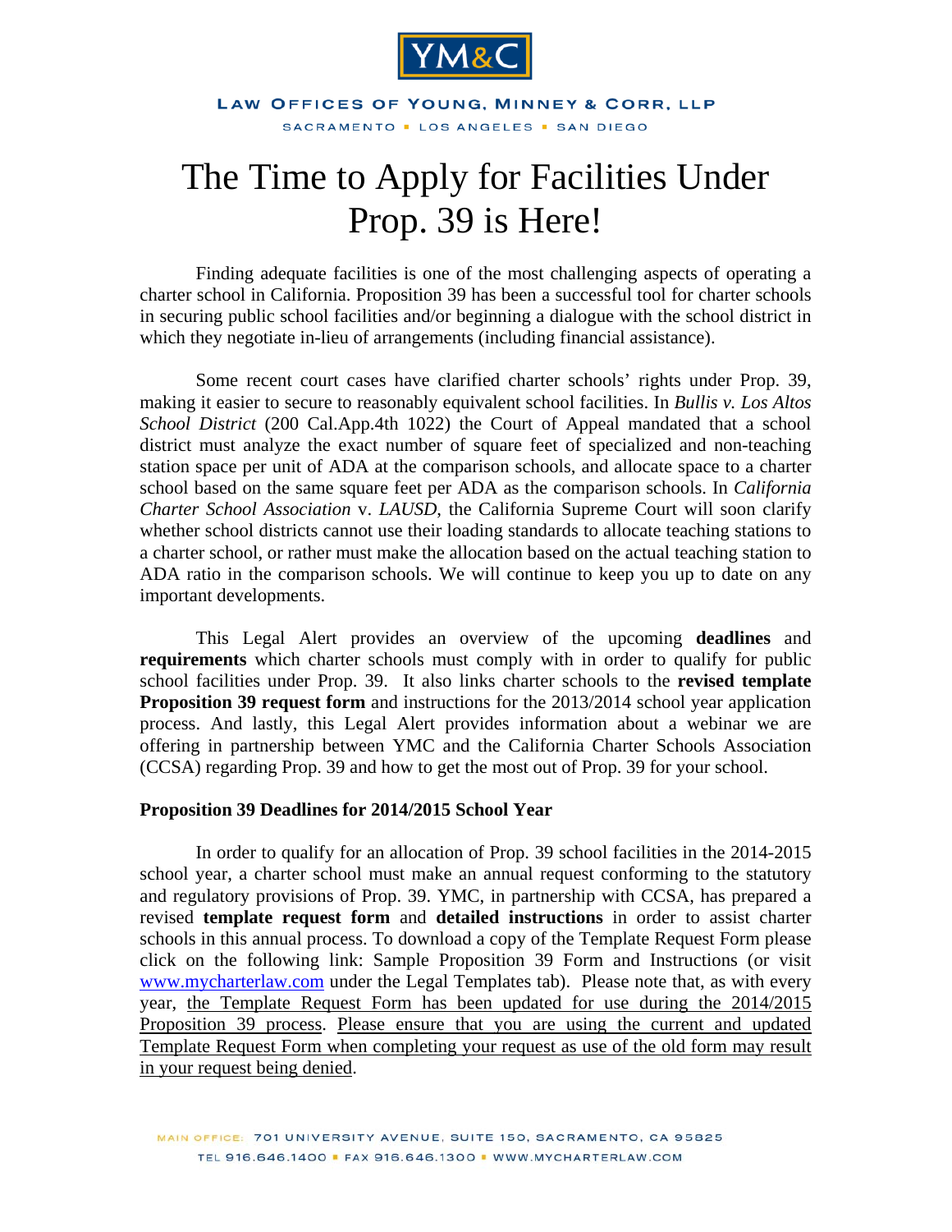LAW OFFICES OF YOUNG, MINNEY & CORR, LLP

SACRAMENTO ▪ LOS ANGELES ▪ SAN DIEGO

# The Time to Apply for Facilities Under Prop. 39 is Here!

Finding adequate facilities is one of the most challenging aspects of operating a charter school in California. Proposition 39 has been a successful tool for charter schools in securing public school facilities and/or beginning a dialogue with the school district in which they negotiate in-lieu of arrangements (including financial assistance).

Some recent court cases have clarified charter schools' rights under Prop. 39, making it easier to secure to reasonably equivalent school facilities. In *Bullis v. Los Altos School District* (200 Cal.App.4th 1022) the Court of Appeal mandated that a school district must analyze the exact number of square feet of specialized and non-teaching station space per unit of ADA at the comparison schools, and allocate space to a charter school based on the same square feet per ADA as the comparison schools. In *California Charter School Association* v. *LAUSD*, the California Supreme Court will soon clarify whether school districts cannot use their loading standards to allocate teaching stations to a charter school, or rather must make the allocation based on the actual teaching station to ADA ratio in the comparison schools. We will continue to keep you up to date on any important developments.

This Legal Alert provides an overview of the upcoming **deadlines** and **requirements** which charter schools must comply with in order to qualify for public school facilities under Prop. 39. It also links charter schools to the **revised template Proposition 39 request form** and instructions for the 2013/2014 school year application process. And lastly, this Legal Alert provides information about a webinar we are offering in partnership between YMC and the California Charter Schools Association (CCSA) regarding Prop. 39 and how to get the most out of Prop. 39 for your school.

**Proposition 39 Deadlines for 2014/2015 School Year**

In order to qualify for an allocation of Prop. 39 school facilities in the 2014-2015 school year, a charter school must make an annual request conforming to the statutory and regulatory provisions of Prop. 39. YMC, in partnership with CCSA, has prepared a revised **template request form** and **detailed instructions** in order to assist charter schools in this annual process. To download a copy of the Template Request Form please click on the following link: Sample Proposition 39 Form and Instructions (or visit www.mycharterlaw.com under the Legal Templates tab). Please note that, as with every year, <u>the Template Request Form has been updated for use during the 2014/2015 Proposition 39 process</u>. <u>Please ensure that you are using the current and updated Template Request Form when completing your request as use of the old form may result in your request being denied</u>.

MAIN OFFICE: 701 UNIVERSITY AVENUE, SUITE 150, SACRAMENTO, CA 95825
TEL 916.646.1400 ▪ FAX 916.646.1300 ▪ WWW.MYCHARTERLAW.COM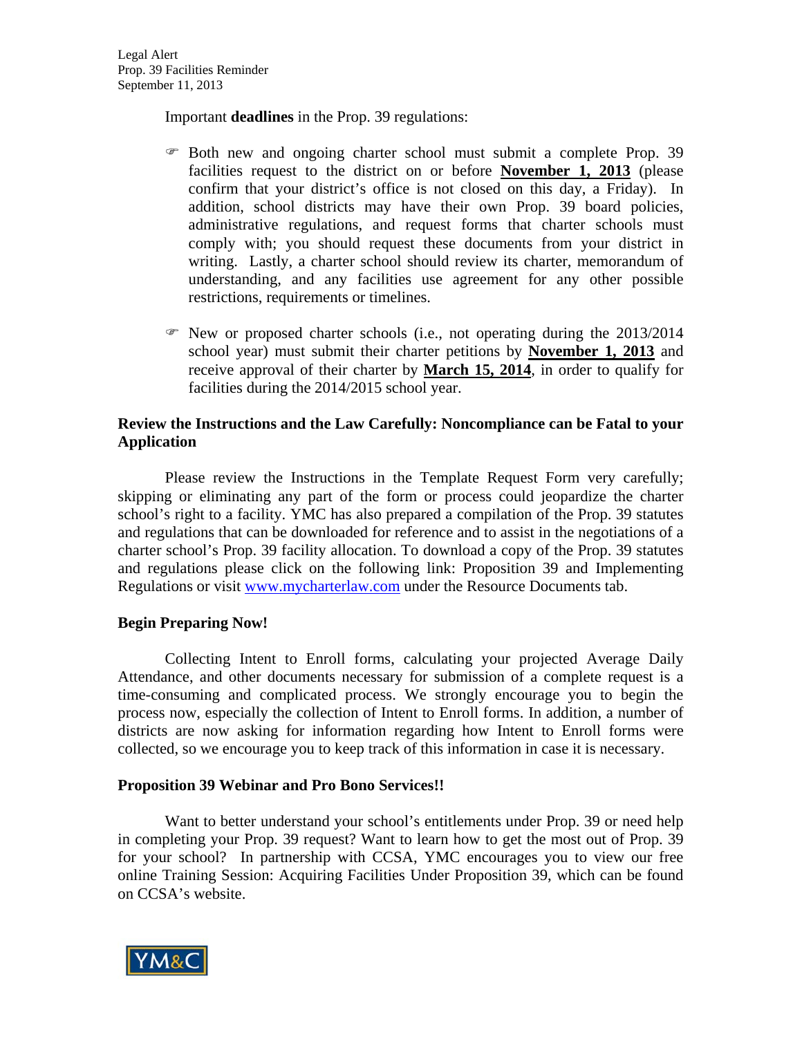Important **deadlines** in the Prop. 39 regulations:

- Both new and ongoing charter school must submit a complete Prop. 39 facilities request to the district on or before **November 1, 2013** (please confirm that your district's office is not closed on this day, a Friday). In addition, school districts may have their own Prop. 39 board policies, administrative regulations, and request forms that charter schools must comply with; you should request these documents from your district in writing. Lastly, a charter school should review its charter, memorandum of understanding, and any facilities use agreement for any other possible restrictions, requirements or timelines.

- New or proposed charter schools (i.e., not operating during the 2013/2014 school year) must submit their charter petitions by **November 1, 2013** and receive approval of their charter by **March 15, 2014**, in order to qualify for facilities during the 2014/2015 school year.

**Review the Instructions and the Law Carefully: Noncompliance can be Fatal to your Application**

Please review the Instructions in the Template Request Form very carefully; skipping or eliminating any part of the form or process could jeopardize the charter school's right to a facility. YMC has also prepared a compilation of the Prop. 39 statutes and regulations that can be downloaded for reference and to assist in the negotiations of a charter school's Prop. 39 facility allocation. To download a copy of the Prop. 39 statutes and regulations please click on the following link: Proposition 39 and Implementing Regulations or visit www.mycharterlaw.com under the Resource Documents tab.

**Begin Preparing Now!**

Collecting Intent to Enroll forms, calculating your projected Average Daily Attendance, and other documents necessary for submission of a complete request is a time-consuming and complicated process. We strongly encourage you to begin the process now, especially the collection of Intent to Enroll forms. In addition, a number of districts are now asking for information regarding how Intent to Enroll forms were collected, so we encourage you to keep track of this information in case it is necessary.

**Proposition 39 Webinar and Pro Bono Services!!**

Want to better understand your school's entitlements under Prop. 39 or need help in completing your Prop. 39 request? Want to learn how to get the most out of Prop. 39 for your school? In partnership with CCSA, YMC encourages you to view our free online Training Session: Acquiring Facilities Under Proposition 39, which can be found on CCSA's website.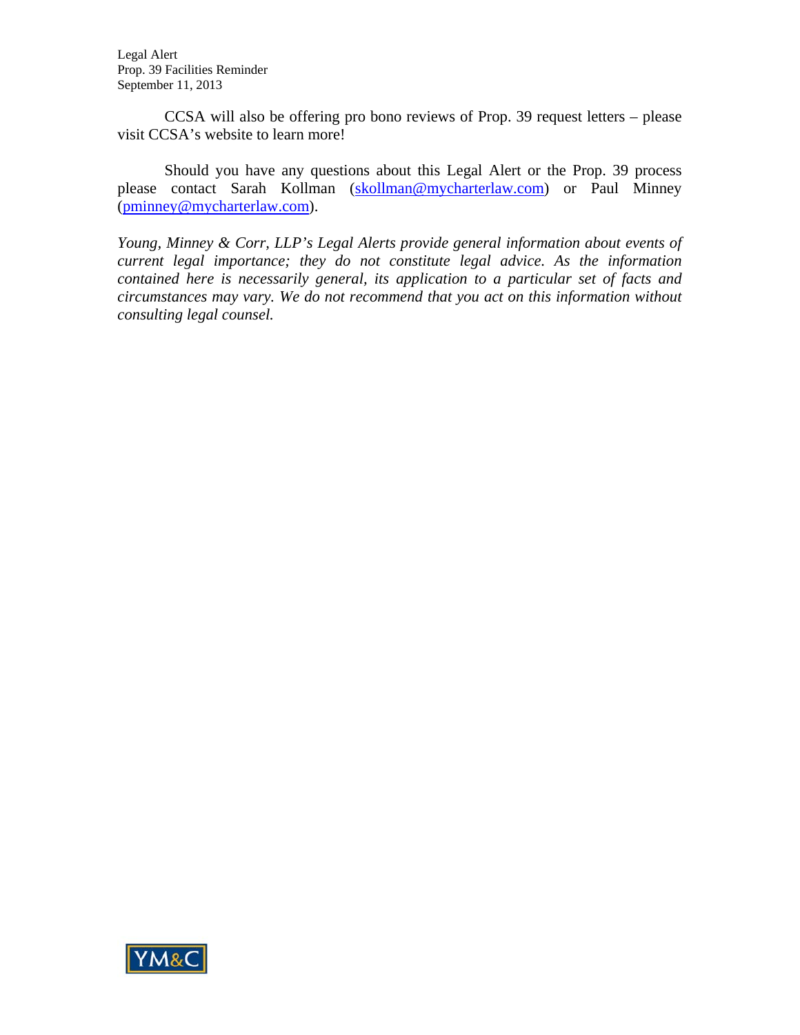CCSA will also be offering pro bono reviews of Prop. 39 request letters – please visit CCSA's website to learn more!

Should you have any questions about this Legal Alert or the Prop. 39 process please contact Sarah Kollman (skollman@mycharterlaw.com) or Paul Minney (pminney@mycharterlaw.com).

*Young, Minney & Corr, LLP's Legal Alerts provide general information about events of current legal importance; they do not constitute legal advice. As the information contained here is necessarily general, its application to a particular set of facts and circumstances may vary. We do not recommend that you act on this information without consulting legal counsel.*